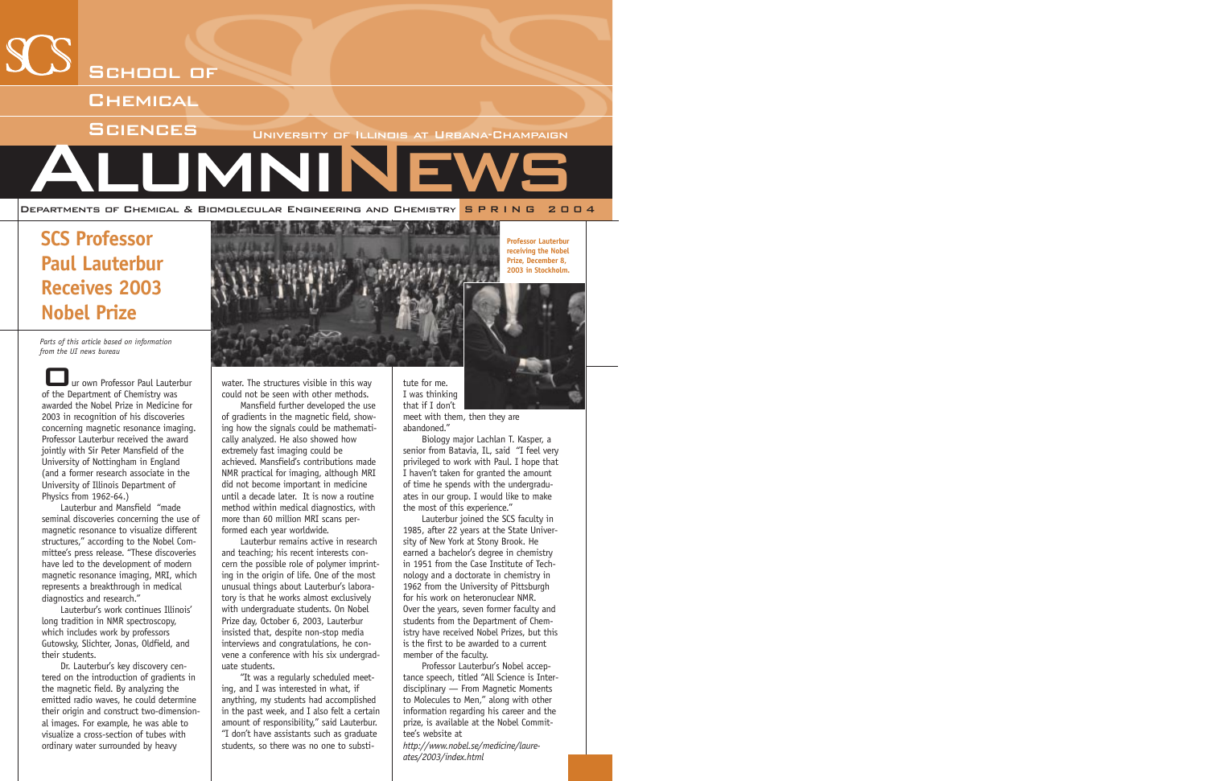# School of Chemical Sciences

University of Illinois at Urbana-Champaign

# ALUMNI NEWS

Departments of Chemical & Biomolecular Engineering and Chemistry SPRING 2004

## SCS Professor Paul Lauterbur Receives 2003 Nobel Prize

Professor Lauterbur receiving the Nobel Prize, December 8, 2003 in Stockholm.

*Parts of this article based on information from the UI news bureau*

Our own Professor Paul Lauterbur of the Department of Chemistry was awarded the Nobel Prize in Medicine for 2003 in recognition of his discoveries concerning magnetic resonance imaging. Professor Lauterbur received the award jointly with Sir Peter Mansfield of the University of Nottingham in England (and a former research associate in the University of Illinois Department of Physics from 1962-64.)

Lauterbur and Mansfield "made seminal discoveries concerning the use of magnetic resonance to visualize different structures," according to the Nobel Committee's press release. "These discoveries have led to the development of modern magnetic resonance imaging, MRI, which represents a breakthrough in medical diagnostics and research."

Lauterbur's work continues Illinois' long tradition in NMR spectroscopy, which includes work by professors Gutowsky, Slichter, Jonas, Oldfield, and their students.

Dr. Lauterbur's key discovery centered on the introduction of gradients in the magnetic field. By analyzing the emitted radio waves, he could determine their origin and construct two-dimensional images. For example, he was able to visualize a cross-section of tubes with ordinary water surrounded by heavy water. The structures visible in this way could not be seen with other methods.

Mansfield further developed the use of gradients in the magnetic field, showing how the signals could be mathematically analyzed. He also showed how extremely fast imaging could be achieved. Mansfield's contributions made NMR practical for imaging, although MRI did not become important in medicine until a decade later. It is now a routine method within medical diagnostics, with more than 60 million MRI scans performed each year worldwide.

Lauterbur remains active in research and teaching; his recent interests concern the possible role of polymer imprinting in the origin of life. One of the most unusual things about Lauterbur's laboratory is that he works almost exclusively with undergraduate students. On Nobel Prize day, October 6, 2003, Lauterbur insisted that, despite non-stop media interviews and congratulations, he convene a conference with his six undergraduate students.

"It was a regularly scheduled meeting, and I was interested in what, if anything, my students had accomplished in the past week, and I also felt a certain amount of responsibility," said Lauterbur. "I don't have assistants such as graduate students, so there was no one to substitute for me. I was thinking that if I don't meet with them, then they are abandoned."

Biology major Lachlan T. Kasper, a senior from Batavia, IL, said "I feel very privileged to work with Paul. I hope that I haven't taken for granted the amount of time he spends with the undergraduates in our group. I would like to make the most of this experience."

Lauterbur joined the SCS faculty in 1985, after 22 years at the State University of New York at Stony Brook. He earned a bachelor's degree in chemistry in 1951 from the Case Institute of Technology and a doctorate in chemistry in 1962 from the University of Pittsburgh for his work on heteronuclear NMR. Over the years, seven former faculty and students from the Department of Chemistry have received Nobel Prizes, but this is the first to be awarded to a current member of the faculty.

Professor Lauterbur's Nobel acceptance speech, titled "All Science is Interdisciplinary — From Magnetic Moments to Molecules to Men," along with other information regarding his career and the prize, is available at the Nobel Committee's website at *http://www.nobel.se/medicine/laureates/2003/index.html*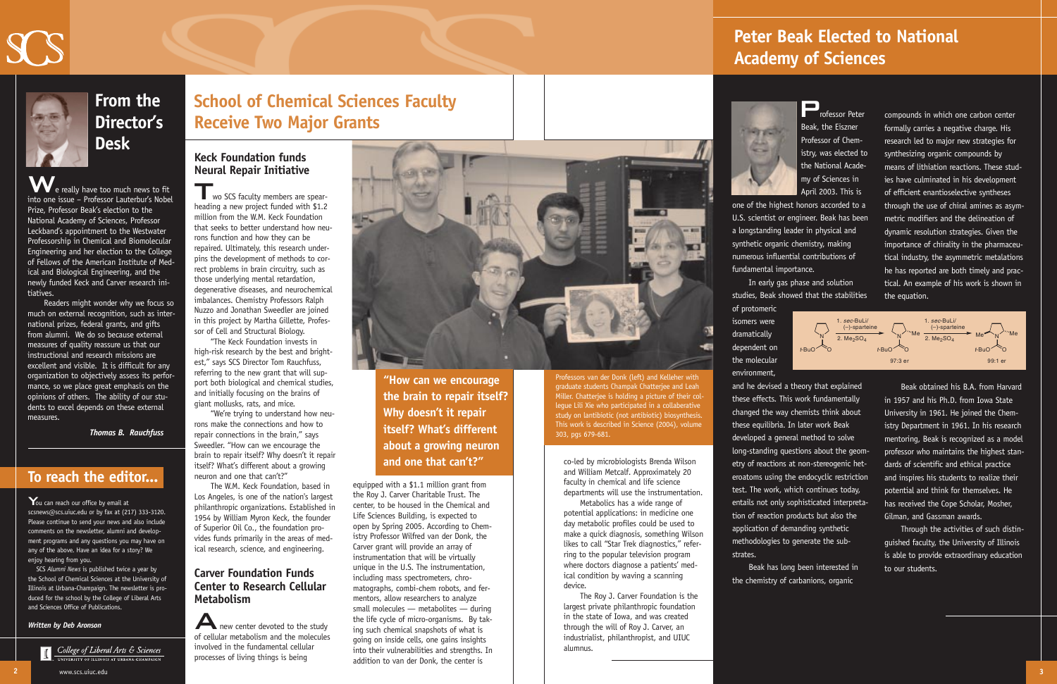## From the Director's Desk

We really have too much news to fit into one issue – Professor Lauterbur's Nobel Prize, Professor Beak's election to the National Academy of Sciences, Professor Leckband's appointment to the Westwater Professorship in Chemical and Biomolecular Engineering and her election to the College of Fellows of the American Institute of Medical and Biological Engineering, and the newly funded Keck and Carver research initiatives.

Readers might wonder why we focus so much on external recognition, such as international prizes, federal grants, and gifts from alumni. We do so because external measures of quality reassure us that our instructional and research missions are excellent and visible. It is difficult for any organization to objectively assess its performance, so we place great emphasis on the opinions of others. The ability of our students to excel depends on these external measures.

*Thomas B. Rauchfuss*

## To reach the editor...

You can reach our office by email at scsnews@scs.uiuc.edu or by fax at (217) 333-3120. Please continue to send your news and also include comments on the newsletter, alumni and development programs and any questions you may have on any of the above. Have an idea for a story? We enjoy hearing from you.

SCS *Alumni News* is published twice a year by the School of Chemical Sciences at the University of Illinois at Urbana-Champaign. The newsletter is produced for the school by the College of Liberal Arts and Sciences Office of Publications.

***Written by Deb Aronson***

## School of Chemical Sciences Faculty Receive Two Major Grants

### Keck Foundation funds Neural Repair Initiative

Two SCS faculty members are spearheading a new project funded with $1.2 million from the W.M. Keck Foundation that seeks to better understand how neurons function and how they can be repaired. Ultimately, this research underpins the development of methods to correct problems in brain circuitry, such as those underlying mental retardation, degenerative diseases, and neurochemical imbalances. Chemistry Professors Ralph Nuzzo and Jonathan Sweedler are joined in this project by Martha Gillette, Professor of Cell and Structural Biology.

"The Keck Foundation invests in high-risk research by the best and brightest," says SCS Director Tom Rauchfuss, referring to the new grant that will support both biological and chemical studies, and initially focusing on the brains of giant mollusks, rats, and mice.

"We're trying to understand how neurons make the connections and how to repair connections in the brain," says Sweedler. "How can we encourage the brain to repair itself? Why doesn't it repair itself? What's different about a growing neuron and one that can't?"

The W.M. Keck Foundation, based in Los Angeles, is one of the nation's largest philanthropic organizations. Established in 1954 by William Myron Keck, the founder of Superior Oil Co., the foundation provides funds primarily in the areas of medical research, science, and engineering.

**"How can we encourage the brain to repair itself? Why doesn't it repair itself? What's different about a growing neuron and one that can't?"**

### Carver Foundation Funds Center to Research Cellular Metabolism

A new center devoted to the study of cellular metabolism and the molecules involved in the fundamental cellular processes of living things is being equipped with a $1.1 million grant from the Roy J. Carver Charitable Trust. The center, to be housed in the Chemical and Life Sciences Building, is expected to open by Spring 2005. According to Chemistry Professor Wilfred van der Donk, the Carver grant will provide an array of instrumentation that will be virtually unique in the U.S. The instrumentation, including mass spectrometers, chromatographs, combi-chem robots, and fermentors, allow researchers to analyze small molecules — metabolites — during the life cycle of micro-organisms. By taking such chemical snapshots of what is going on inside cells, one gains insights into their vulnerabilities and strengths. In addition to van der Donk, the center is co-led by microbiologists Brenda Wilson and William Metcalf. Approximately 20 faculty in chemical and life science departments will use the instrumentation.

Metabolics has a wide range of potential applications: in medicine one day metabolic profiles could be used to make a quick diagnosis, something Wilson likes to call "Star Trek diagnostics," referring to the popular television program where doctors diagnose a patients' medical condition by waving a scanning device.

The Roy J. Carver Foundation is the largest private philanthropic foundation in the state of Iowa, and was created through the will of Roy J. Carver, an industrialist, philanthropist, and UIUC alumnus.

Professors van der Donk (left) and Kelleher with graduate students Champak Chatterjee and Leah Miller. Chatterjee is holding a picture of their colleague Lili Xie who participated in a collaborative study on lantibiotic (not antibiotic) biosynthesis. This work is described in Science (2004), volume 303, pgs 679-681.

## Peter Beak Elected to National Academy of Sciences

Professor Peter Beak, the Eiszner Professor of Chemistry, was elected to the National Academy of Sciences in April 2003. This is one of the highest honors accorded to a U.S. scientist or engineer. Beak has been a longstanding leader in physical and synthetic organic chemistry, making numerous influential contributions of fundamental importance.

In early gas phase and solution studies, Beak showed that the stabilities of protomeric isomers were dramatically dependent on the molecular environment, and he devised a theory that explained these effects. This work fundamentally changed the way chemists think about these equilibria. In later work Beak developed a general method to solve long-standing questions about the geometry of reactions at non-stereogenic heteroatoms using the endocyclic restriction test. The work, which continues today, entails not only sophisticated interpretation of reaction products but also the application of demanding synthetic methodologies to generate the substrates.

Beak has long been interested in the chemistry of carbanions, organic compounds in which one carbon center formally carries a negative charge. His research led to major new strategies for synthesizing organic compounds by means of lithiation reactions. These studies have culminated in his development of efficient enantioselective syntheses through the use of chiral amines as asymmetric modifiers and the delineation of dynamic resolution strategies. Given the importance of chirality in the pharmaceutical industry, the asymmetric metalations he has reported are both timely and practical. An example of his work is shown in the equation.

1. *sec*-BuLi/(−)-sparteine; 2. $Me_2SO_4$ → 97:3 er; 1. *sec*-BuLi/(−)-sparteine; 2. $Me_2SO_4$ → 99:1 er

Beak obtained his B.A. from Harvard in 1957 and his Ph.D. from Iowa State University in 1961. He joined the Chemistry Department in 1961. In his research mentoring, Beak is recognized as a model professor who maintains the highest standards of scientific and ethical practice and inspires his students to realize their potential and think for themselves. He has received the Cope Scholar, Mosher, Gilman, and Gassman awards.

Through the activities of such distinguished faculty, the University of Illinois is able to provide extraordinary education to our students.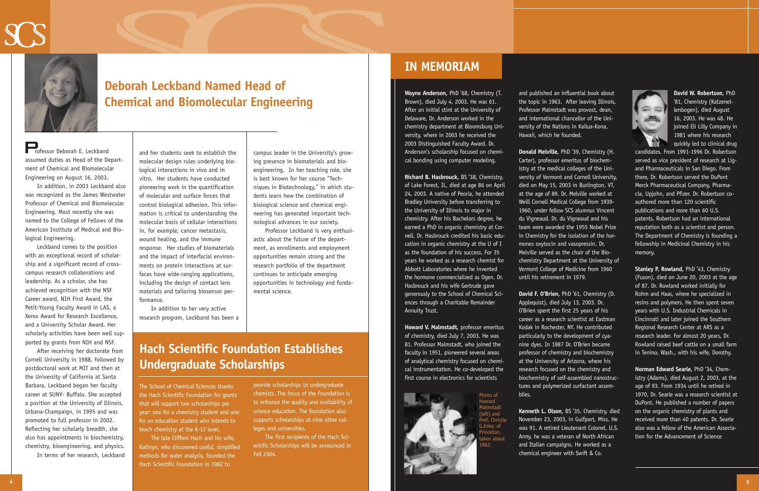## Deborah Leckband Named Head of Chemical and Biomolecular Engineering

Professor Deborah E. Leckband assumed duties as Head of the Department of Chemical and Biomolecular Engineering on August 16, 2003.

In addition, in 2003 Leckband also was recognized as the James Westwater Professor of Chemical and Biomolecular Engineering. Most recently she was named to the College of Fellows of the American Institute of Medical and Biological Engineering.

Leckband comes to the position with an exceptional record of scholarship and a significant record of cross-campus research collaborations and leadership. As a scholar, she has achieved recognition with the NSF Career award, NIH First Award, the Petit-Young Faculty Award in LAS, a Xerox Award for Research Excellence, and a University Scholar Award. Her scholarly activities have been well supported by grants from NIH and NSF.

After receiving her doctorate from Cornell University in 1988, followed by postdoctoral work at MIT and then at the University of California at Santa Barbara, Leckband began her faculty career at SUNY- Buffalo. She accepted a position at the University of Illinois, Urbana-Champaign, in 1995 and was promoted to full professor in 2002. Reflecting her scholarly breadth, she also has appointments in biochemistry, chemistry, bioengineering, and physics.

In terms of her research, Leckband and her students seek to establish the molecular design rules underlying biological interactions in vivo and in vitro. Her students have conducted pioneering work in the quantification of molecular and surface forces that control biological adhesion. This information is critical to understanding the molecular basis of cellular interactions in, for example, cancer metastasis, wound healing, and the immune response. Her studies of biomaterials and the impact of interfacial environments on protein interactions at surfaces have wide-ranging applications, including the design of contact lens materials and tailoring biosensor performance.

In addition to her very active research program, Leckband has been a campus leader in the University's growing presence in biomaterials and bioengineering. In her teaching role, she is best known for her course "Techniques in Biotechnology," in which students learn how the combination of biological science and chemical engineering has generated important technological advances in our society.

Professor Leckband is very enthusiastic about the future of the department, as enrollments and employment opportunities remain strong and the research portfolio of the department continues to anticipate emerging opportunities in technology and fundamental science.

## Hach Scientific Foundation Establishes Undergraduate Scholarships

The School of Chemical Sciences thanks the Hach Scientific Foundation for grants that will support two scholarships per year: one for a chemistry student and one for an education student who intends to teach chemistry at the K-12 level.

The late Clifford Hach and his wife, Kathryn, who discovered useful, simplified methods for water analysis, founded the Hach Scientific Foundation in 1982 to provide scholarships to undergraduate chemists. The focus of the Foundation is to enhance the quality and availability of science education. The foundation also supports scholarships at nine other colleges and universities.

The first recipients of the Hach Scientific Scholarships will be announced in Fall 2004.

## IN MEMORIAM

**Wayne Anderson,** PhD '68, Chemistry (T. Brown), died July 4, 2003. He was 61. After an initial stint at the University of Delaware, Dr. Anderson worked in the chemistry department at Bloomsburg University, where in 2003 he received the 2003 Distinguished Faculty Award. Dr. Anderson's scholarship focused on chemical bonding using computer modeling.

**Richard B. Hasbrouck,** BS '38, Chemistry, of Lake Forest, IL, died at age 86 on April 24, 2003. A native of Peoria, he attended Bradley University before transferring to the University of Illinois to major in chemistry. After his Bachelors degree, he earned a PhD in organic chemistry at Cornell. Dr. Hasbrouck credited his basic education in organic chemistry at the U of I as the foundation of his success. For 35 years he worked as a research chemist for Abbott Laboratories where he invented the hormone commercialized as Ogen. Dr. Hasbrouck and his wife Gertrude gave generously to the School of Chemical Sciences through a Charitable Remainder Annuity Trust.

**Howard V. Malmstadt,** professor emeritus of chemistry, died July 7, 2003. He was 81. Professor Malmstadt, who joined the faculty in 1951, pioneered several areas of analytical chemistry focused on chemical instrumentation. He co-developed the first course in electronics for scientists and published an influential book about the topic in 1963. After leaving Illinois, Professor Malmstadt was provost, dean, and international chancellor of the University of the Nations in Kailua-Kona, Hawaii, which he founded.

Photo of Howard Malmstadt (left) and Prof. Christie G.Enke, of Princeton, taken about 1962.

**Donald Melville,** PhD '39, Chemistry (H. Carter), professor emeritus of biochemistry at the medical colleges of the University of Vermont and Cornell University, died on May 15, 2003 in Burlington, VT, at the age of 89. Dr. Melville worked at Weill Cornell Medical College from 1939-1960, under fellow SCS alumnus Vincent du Vigneaud. Dr. du Vigneaud and his team were awarded the 1955 Nobel Prize in Chemistry for the isolation of the hormones oxytocin and vasopressin. Dr. Melville served as the chair of the Biochemistry Department at the University of Vermont College of Medicine from 1960 until his retirement in 1979.

**David F. O'Brien,** PhD '61, Chemistry (D. Applequist), died July 13, 2003. Dr. O'Brien spent the first 25 years of his career as a research scientist at Eastman Kodak in Rochester, NY. He contributed particularly to the development of cyanine dyes. In 1987 Dr. O'Brien became professor of chemistry and biochemistry at the University of Arizona, where his research focused on the chemistry and biochemistry of self-assembled nanostructures and polymerized surfactant assemblies.

**Kenneth L. Olson,** BS '35, Chemistry, died November 23, 2003, in Gulfport, Miss. He was 91. A retired Lieutenant Colonel, U.S. Army, he was a veteran of North African and Italian campaigns. He worked as a chemical engineer with Swift & Co.

**David W. Robertson,** PhD '81, Chemistry (Katzenellenbogen), died August 16, 2003. He was 48. He joined Eli Lilly Company in 1981 where his research quickly led to clinical drug candidates. From 1991-1996 Dr. Robertson served as vice president of research at Ligand Pharmaceuticals in San Diego. From there, Dr. Robertson served the DuPont Merck Pharmaceutical Company, Pharmacia, Upjohn, and Pfizer. Dr. Robertson coauthored more than 120 scientific publications and more than 60 U.S. patents. Robertson had an international reputation both as a scientist and person. The Department of Chemistry is founding a fellowship in Medicinal Chemistry in his memory.

**Stanley P. Rowland,** PhD '43, Chemistry (Fuson), died on June 20, 2003 at the age of 87. Dr. Rowland worked initially for Rohm and Haas, where he specialized in resins and polymers. He then spent seven years with U.S. Industrial Chemicals in Cincinnati and later joined the Southern Regional Research Center at ARS as a research leader. For almost 20 years, Dr. Rowland raised beef cattle on a small farm in Tenino, Wash., with his wife, Dorothy.

**Norman Edward Searle,** PhD '34, Chemistry (Adams), died August 2, 2003, at the age of 93. From 1934 until he retired in 1970, Dr. Searle was a research scientist at DuPont. He published a number of papers on the organic chemistry of plants and received more than 40 patents. Dr. Searle also was a fellow of the American Association for the Advancement of Science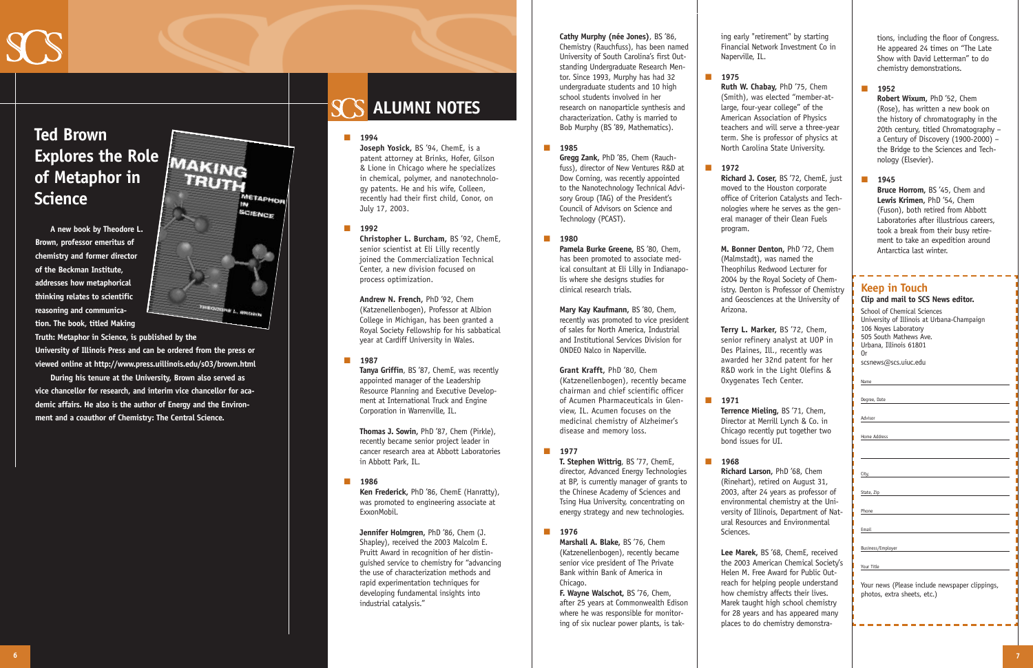## Ted Brown Explores the Role of Metaphor in Science

**A new book by Theodore L. Brown, professor emeritus of chemistry and former director of the Beckman Institute, addresses how metaphorical thinking relates to scientific reasoning and communication. The book, titled Making Truth: Metaphor in Science, is published by the University of Illinois Press and can be ordered from the press or viewed online at http://www.press.uillinois.edu/s03/brown.html**

**During his tenure at the University, Brown also served as vice chancellor for research, and interim vice chancellor for academic affairs. He also is the author of Energy and the Environment and a coauthor of Chemistry: The Central Science.**

# ALUMNI NOTES

### 1994

**Joseph Yosick**, BS '94, ChemE, is a patent attorney at Brinks, Hofer, Gilson & Lione in Chicago where he specializes in chemical, polymer, and nanotechnology patents. He and his wife, Colleen, recently had their first child, Conor, on July 17, 2003.

### 1992

**Christopher L. Burcham,** BS '92, ChemE, senior scientist at Eli Lilly recently joined the Commercialization Technical Center, a new division focused on process optimization.

**Andrew N. French,** PhD '92, Chem (Katzenellenbogen), Professor at Albion College in Michigan, has been granted a Royal Society Fellowship for his sabbatical year at Cardiff University in Wales.

### 1987

**Tanya Griffin**, BS '87, ChemE, was recently appointed manager of the Leadership Resource Planning and Executive Development at International Truck and Engine Corporation in Warrenville, IL.

**Thomas J. Sowin,** PhD '87, Chem (Pirkle), recently became senior project leader in cancer research area at Abbott Laboratories in Abbott Park, IL.

### 1986

**Ken Frederick,** PhD '86, ChemE (Hanratty), was promoted to engineering associate at ExxonMobil.

**Jennifer Holmgren,** PhD '86, Chem (J. Shapley), received the 2003 Malcolm E. Pruitt Award in recognition of her distinguished service to chemistry for "advancing the use of characterization methods and rapid experimentation techniques for developing fundamental insights into industrial catalysis."

**Cathy Murphy (née Jones)**, BS '86, Chemistry (Rauchfuss), has been named University of South Carolina's first Outstanding Undergraduate Research Mentor. Since 1993, Murphy has had 32 undergraduate students and 10 high school students involved in her research on nanoparticle synthesis and characterization. Cathy is married to Bob Murphy (BS '89, Mathematics).

### 1985

**Gregg Zank,** PhD '85, Chem (Rauchfuss), director of New Ventures R&D at Dow Corning, was recently appointed to the Nanotechnology Technical Advisory Group (TAG) of the President's Council of Advisors on Science and Technology (PCAST).

### 1980

**Pamela Burke Greene,** BS '80, Chem, has been promoted to associate medical consultant at Eli Lilly in Indianapolis where she designs studies for clinical research trials.

**Mary Kay Kaufmann,** BS '80, Chem, recently was promoted to vice president of sales for North America, Industrial and Institutional Services Division for ONDEO Nalco in Naperville.

**Grant Krafft,** PhD '80, Chem (Katzenellenbogen), recently became chairman and chief scientific officer of Acumen Pharmaceuticals in Glenview, IL. Acumen focuses on the medicinal chemistry of Alzheimer's disease and memory loss.

### 1977

**T. Stephen Wittrig**, BS '77, ChemE, director, Advanced Energy Technologies at BP, is currently manager of grants to the Chinese Academy of Sciences and Tsing Hua University, concentrating on energy strategy and new technologies.

### 1976

**Marshall A. Blake,** BS '76, Chem (Katzenellenbogen), recently became senior vice president of The Private Bank within Bank of America in Chicago.

**F. Wayne Walschot,** BS '76, Chem, after 25 years at Commonwealth Edison where he was responsible for monitoring of six nuclear power plants, is taking early "retirement" by starting Financial Network Investment Co in Naperville, IL.

### 1975

**Ruth W. Chabay,** PhD '75, Chem (Smith), was elected "member-at-large, four-year college" of the American Association of Physics teachers and will serve a three-year term. She is professor of physics at North Carolina State University.

### 1972

**Richard J. Coser,** BS '72, ChemE, just moved to the Houston corporate office of Criterion Catalysts and Technologies where he serves as the general manager of their Clean Fuels program.

**M. Bonner Denton,** PhD '72, Chem (Malmstadt), was named the Theophilus Redwood Lecturer for 2004 by the Royal Society of Chemistry. Denton is Professor of Chemistry and Geosciences at the University of Arizona.

**Terry L. Marker,** BS '72, Chem, senior refinery analyst at UOP in Des Plaines, Ill., recently was awarded her 32nd patent for her R&D work in the Light Olefins & Oxygenates Tech Center.

### 1971

**Terrence Mieling,** BS '71, Chem, Director at Merrill Lynch & Co. in Chicago recently put together two bond issues for UI.

### 1968

**Richard Larson,** PhD '68, Chem (Rinehart), retired on August 31, 2003, after 24 years as professor of environmental chemistry at the University of Illinois, Department of Natural Resources and Environmental Sciences.

**Lee Marek,** BS '68, ChemE, received the 2003 American Chemical Society's Helen M. Free Award for Public Outreach for helping people understand how chemistry affects their lives. Marek taught high school chemistry for 28 years and has appeared many places to do chemistry demonstrations, including the floor of Congress. He appeared 24 times on "The Late Show with David Letterman" to do chemistry demonstrations.

### 1952

**Robert Wixum,** PhD '52, Chem (Rose), has written a new book on the history of chromatography in the 20th century, titled Chromatography – a Century of Discovery (1900-2000) – the Bridge to the Sciences and Technology (Elsevier).

### 1945

**Bruce Horrom,** BS '45, Chem and **Lewis Krimen,** PhD '54, Chem (Fuson), both retired from Abbott Laboratories after illustrious careers, took a break from their busy retirement to take an expedition around Antarctica last winter.

## Keep in Touch

**Clip and mail to SCS News editor.**

School of Chemical Sciences
University of Illinois at Urbana-Champaign
106 Noyes Laboratory
505 South Mathews Ave.
Urbana, Illinois 61801
Or
scsnews@scs.uiuc.edu

Name

Degree, Date

Advisor

Home Address

City

State, Zip

Phone

Email

Business/Employer

Your Title

Your news (Please include newspaper clippings, photos, extra sheets, etc.)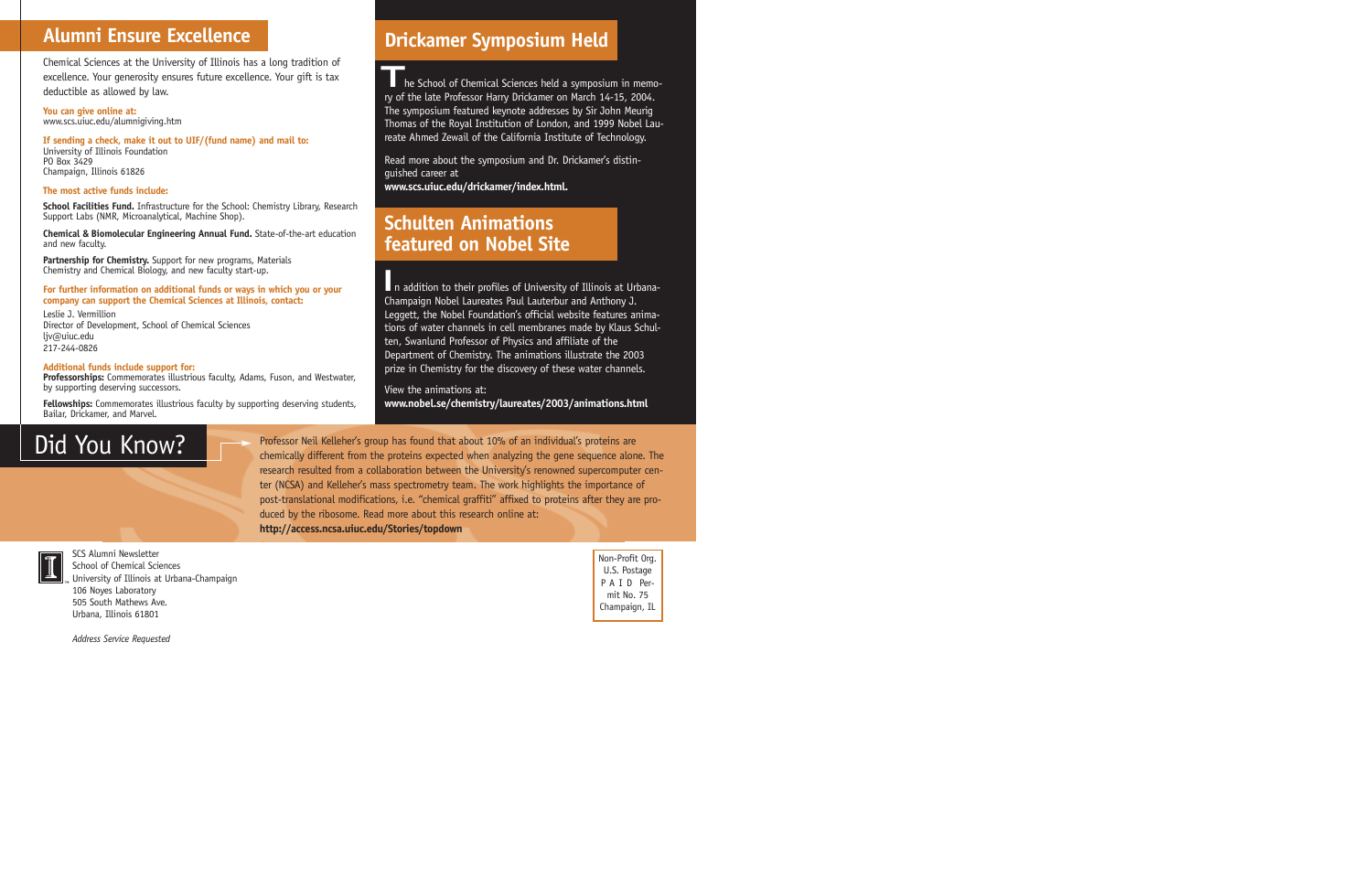## Alumni Ensure Excellence

Chemical Sciences at the University of Illinois has a long tradition of excellence. Your generosity ensures future excellence. Your gift is tax deductible as allowed by law.

**You can give online at:**
www.scs.uiuc.edu/alumnigiving.htm

**If sending a check, make it out to UIF/(fund name) and mail to:**
University of Illinois Foundation
PO Box 3429
Champaign, Illinois 61826

**The most active funds include:**

**School Facilities Fund.** Infrastructure for the School: Chemistry Library, Research Support Labs (NMR, Microanalytical, Machine Shop).

**Chemical & Biomolecular Engineering Annual Fund.** State-of-the-art education and new faculty.

**Partnership for Chemistry.** Support for new programs, Materials Chemistry and Chemical Biology, and new faculty start-up.

**For further information on additional funds or ways in which you or your company can support the Chemical Sciences at Illinois, contact:**

Leslie J. Vermillion
Director of Development, School of Chemical Sciences
ljv@uiuc.edu
217-244-0826

**Additional funds include support for:**
**Professorships:** Commemorates illustrious faculty, Adams, Fuson, and Westwater, by supporting deserving successors.

**Fellowships:** Commemorates illustrious faculty by supporting deserving students, Bailar, Drickamer, and Marvel.

## Drickamer Symposium Held

The School of Chemical Sciences held a symposium in memory of the late Professor Harry Drickamer on March 14-15, 2004. The symposium featured keynote addresses by Sir John Meurig Thomas of the Royal Institution of London, and 1999 Nobel Laureate Ahmed Zewail of the California Institute of Technology.

Read more about the symposium and Dr. Drickamer's distinguished career at
**www.scs.uiuc.edu/drickamer/index.html.**

## Schulten Animations featured on Nobel Site

In addition to their profiles of University of Illinois at Urbana-Champaign Nobel Laureates Paul Lauterbur and Anthony J. Leggett, the Nobel Foundation's official website features animations of water channels in cell membranes made by Klaus Schulten, Swanlund Professor of Physics and affiliate of the Department of Chemistry. The animations illustrate the 2003 prize in Chemistry for the discovery of these water channels.

View the animations at:
**www.nobel.se/chemistry/laureates/2003/animations.html**

## Did You Know?

Professor Neil Kelleher's group has found that about 10% of an individual's proteins are chemically different from the proteins expected when analyzing the gene sequence alone. The research resulted from a collaboration between the University's renowned supercomputer center (NCSA) and Kelleher's mass spectrometry team. The work highlights the importance of post-translational modifications, i.e. "chemical graffiti" affixed to proteins after they are produced by the ribosome. Read more about this research online at:
**http://access.ncsa.uiuc.edu/Stories/topdown**

SCS Alumni Newsletter
School of Chemical Sciences
University of Illinois at Urbana-Champaign
106 Noyes Laboratory
505 South Mathews Ave.
Urbana, Illinois 61801

*Address Service Requested*

Non-Profit Org.
U.S. Postage
PAID Permit No. 75
Champaign, IL